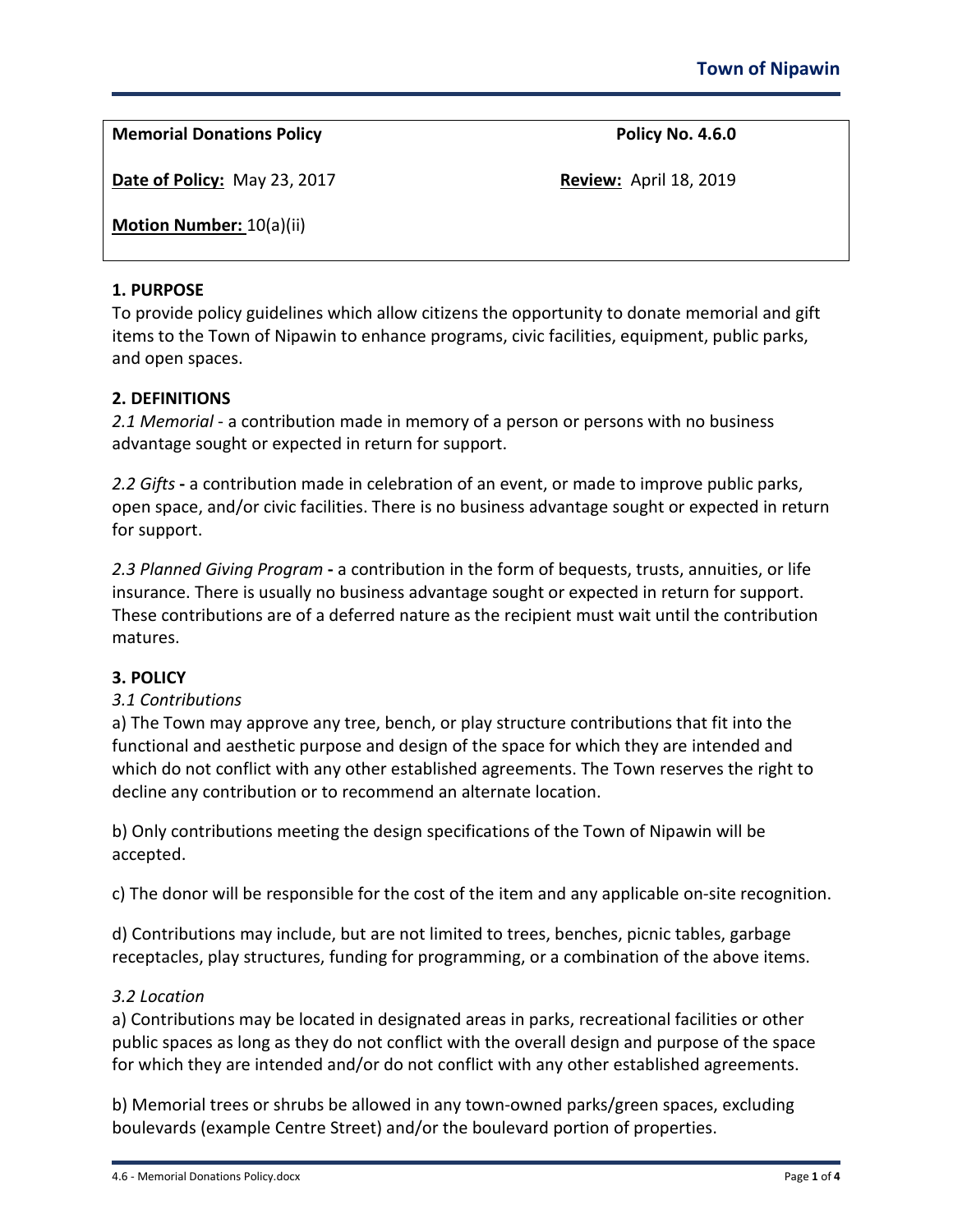**Memorial Donations Policy** | **Policy No. 4.6.0**

**Date of Policy:** May 23, 2017 | **Review:** April 18, 2019

**Motion Number:** 10(a)(ii)

## 1. PURPOSE

To provide policy guidelines which allow citizens the opportunity to donate memorial and gift items to the Town of Nipawin to enhance programs, civic facilities, equipment, public parks, and open spaces.

## 2. DEFINITIONS

*2.1 Memorial* - a contribution made in memory of a person or persons with no business advantage sought or expected in return for support.

*2.2 Gifts* **-** a contribution made in celebration of an event, or made to improve public parks, open space, and/or civic facilities. There is no business advantage sought or expected in return for support.

*2.3 Planned Giving Program* **-** a contribution in the form of bequests, trusts, annuities, or life insurance. There is usually no business advantage sought or expected in return for support. These contributions are of a deferred nature as the recipient must wait until the contribution matures.

## 3. POLICY

*3.1 Contributions*

a) The Town may approve any tree, bench, or play structure contributions that fit into the functional and aesthetic purpose and design of the space for which they are intended and which do not conflict with any other established agreements. The Town reserves the right to decline any contribution or to recommend an alternate location.

b) Only contributions meeting the design specifications of the Town of Nipawin will be accepted.

c) The donor will be responsible for the cost of the item and any applicable on-site recognition.

d) Contributions may include, but are not limited to trees, benches, picnic tables, garbage receptacles, play structures, funding for programming, or a combination of the above items.

*3.2 Location*

a) Contributions may be located in designated areas in parks, recreational facilities or other public spaces as long as they do not conflict with the overall design and purpose of the space for which they are intended and/or do not conflict with any other established agreements.

b) Memorial trees or shrubs be allowed in any town-owned parks/green spaces, excluding boulevards (example Centre Street) and/or the boulevard portion of properties.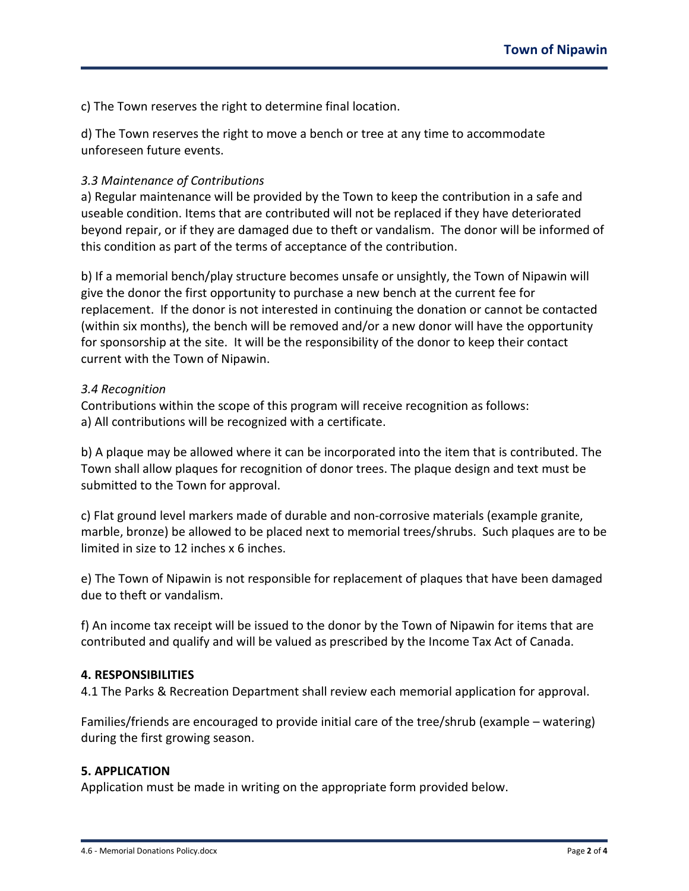c) The Town reserves the right to determine final location.

d) The Town reserves the right to move a bench or tree at any time to accommodate unforeseen future events.

*3.3 Maintenance of Contributions*

a) Regular maintenance will be provided by the Town to keep the contribution in a safe and useable condition. Items that are contributed will not be replaced if they have deteriorated beyond repair, or if they are damaged due to theft or vandalism. The donor will be informed of this condition as part of the terms of acceptance of the contribution.

b) If a memorial bench/play structure becomes unsafe or unsightly, the Town of Nipawin will give the donor the first opportunity to purchase a new bench at the current fee for replacement. If the donor is not interested in continuing the donation or cannot be contacted (within six months), the bench will be removed and/or a new donor will have the opportunity for sponsorship at the site. It will be the responsibility of the donor to keep their contact current with the Town of Nipawin.

*3.4 Recognition*

Contributions within the scope of this program will receive recognition as follows:
a) All contributions will be recognized with a certificate.

b) A plaque may be allowed where it can be incorporated into the item that is contributed. The Town shall allow plaques for recognition of donor trees. The plaque design and text must be submitted to the Town for approval.

c) Flat ground level markers made of durable and non-corrosive materials (example granite, marble, bronze) be allowed to be placed next to memorial trees/shrubs. Such plaques are to be limited in size to 12 inches x 6 inches.

e) The Town of Nipawin is not responsible for replacement of plaques that have been damaged due to theft or vandalism.

f) An income tax receipt will be issued to the donor by the Town of Nipawin for items that are contributed and qualify and will be valued as prescribed by the Income Tax Act of Canada.

**4. RESPONSIBILITIES**

4.1 The Parks & Recreation Department shall review each memorial application for approval.

Families/friends are encouraged to provide initial care of the tree/shrub (example – watering) during the first growing season.

**5. APPLICATION**

Application must be made in writing on the appropriate form provided below.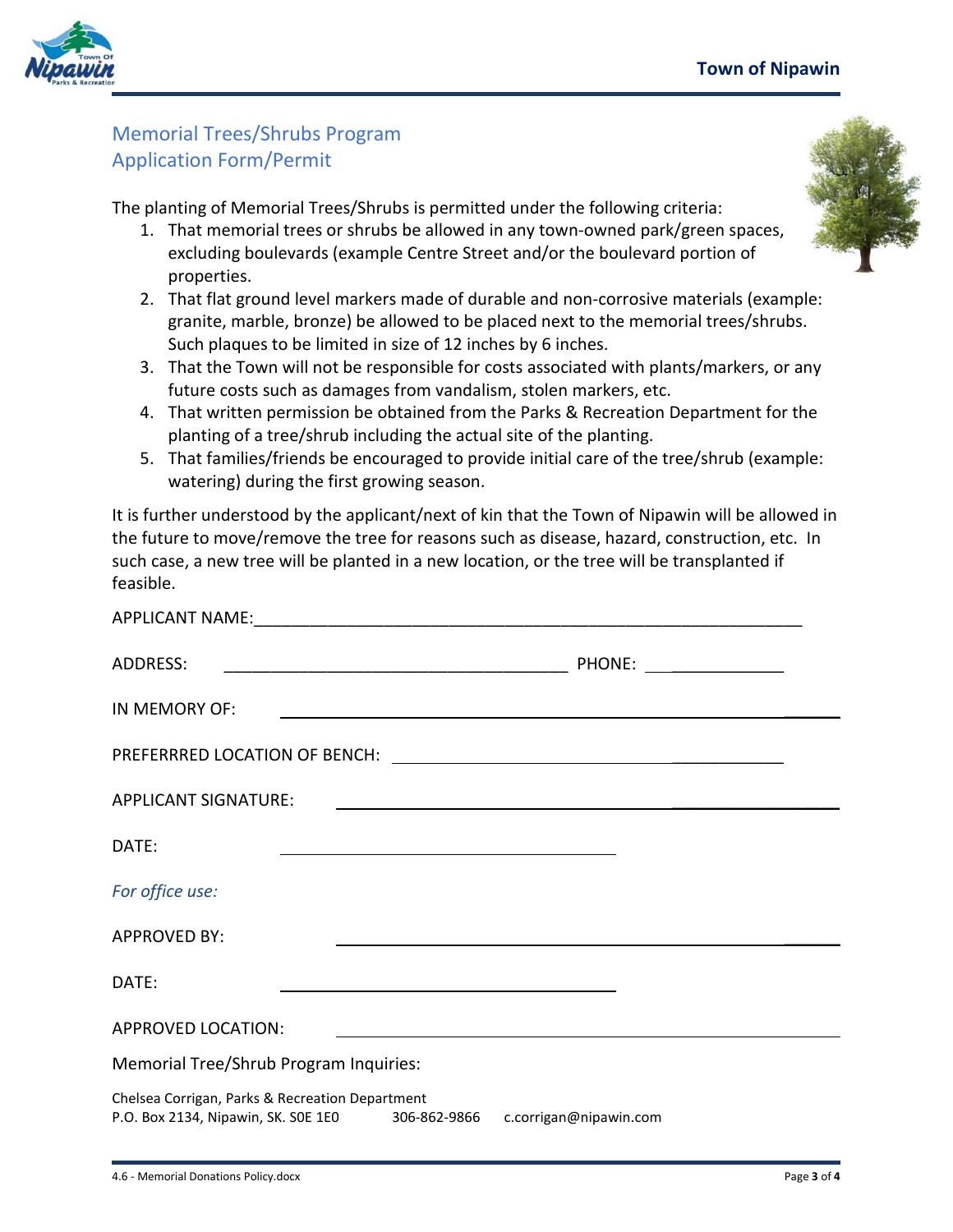## Memorial Trees/Shrubs Program
## Application Form/Permit

The planting of Memorial Trees/Shrubs is permitted under the following criteria:

1. That memorial trees or shrubs be allowed in any town-owned park/green spaces, excluding boulevards (example Centre Street and/or the boulevard portion of properties.
2. That flat ground level markers made of durable and non-corrosive materials (example: granite, marble, bronze) be allowed to be placed next to the memorial trees/shrubs. Such plaques to be limited in size of 12 inches by 6 inches.
3. That the Town will not be responsible for costs associated with plants/markers, or any future costs such as damages from vandalism, stolen markers, etc.
4. That written permission be obtained from the Parks & Recreation Department for the planting of a tree/shrub including the actual site of the planting.
5. That families/friends be encouraged to provide initial care of the tree/shrub (example: watering) during the first growing season.

It is further understood by the applicant/next of kin that the Town of Nipawin will be allowed in the future to move/remove the tree for reasons such as disease, hazard, construction, etc. In such case, a new tree will be planted in a new location, or the tree will be transplanted if feasible.

APPLICANT NAME:______________________________________________________________

ADDRESS: ______________________________________ PHONE: ______________

IN MEMORY OF: ______________________________________________________________

PREFERRRED LOCATION OF BENCH: ____________________________________________

APPLICANT SIGNATURE: ______________________________________________________

DATE: ______________________________________

*For office use:*

APPROVED BY: ______________________________________________________________

DATE: ______________________________________

APPROVED LOCATION: ________________________________________________________

Memorial Tree/Shrub Program Inquiries:

Chelsea Corrigan, Parks & Recreation Department
P.O. Box 2134, Nipawin, SK. S0E 1E0 306-862-9866 c.corrigan@nipawin.com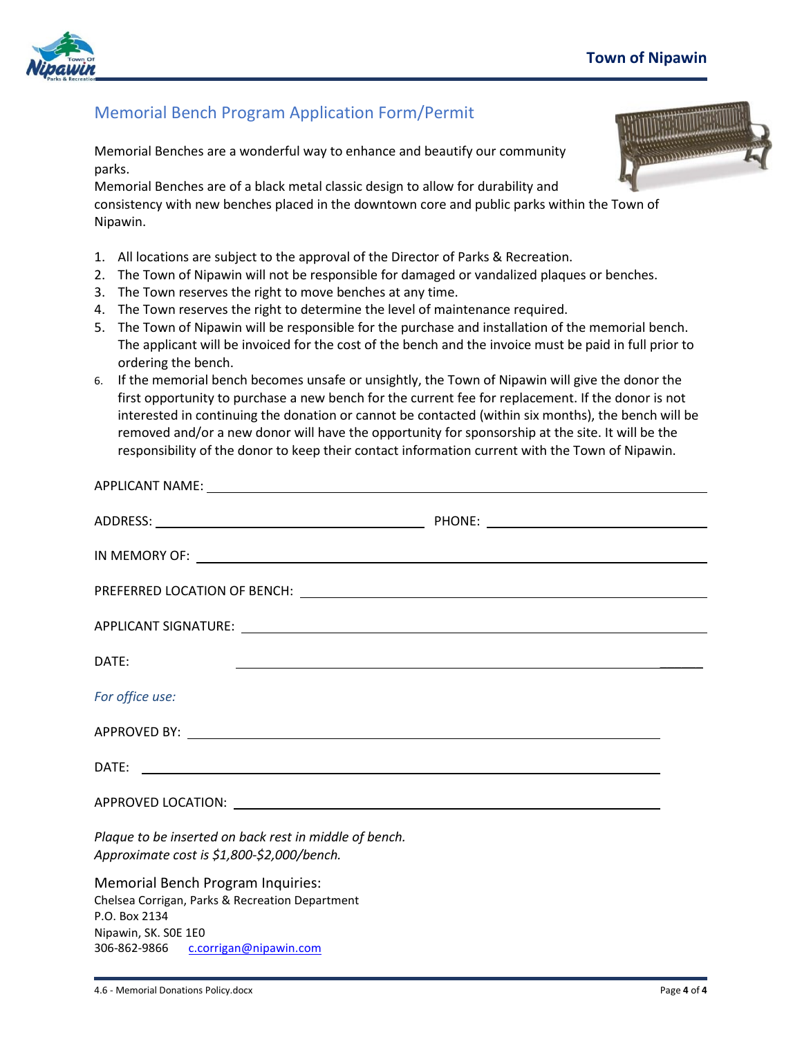## Memorial Bench Program Application Form/Permit

Memorial Benches are a wonderful way to enhance and beautify our community parks.
Memorial Benches are of a black metal classic design to allow for durability and consistency with new benches placed in the downtown core and public parks within the Town of Nipawin.

1. All locations are subject to the approval of the Director of Parks & Recreation.
2. The Town of Nipawin will not be responsible for damaged or vandalized plaques or benches.
3. The Town reserves the right to move benches at any time.
4. The Town reserves the right to determine the level of maintenance required.
5. The Town of Nipawin will be responsible for the purchase and installation of the memorial bench. The applicant will be invoiced for the cost of the bench and the invoice must be paid in full prior to ordering the bench.
6. If the memorial bench becomes unsafe or unsightly, the Town of Nipawin will give the donor the first opportunity to purchase a new bench for the current fee for replacement. If the donor is not interested in continuing the donation or cannot be contacted (within six months), the bench will be removed and/or a new donor will have the opportunity for sponsorship at the site. It will be the responsibility of the donor to keep their contact information current with the Town of Nipawin.

APPLICANT NAME: ____________________

ADDRESS: ____________________ PHONE: ____________________

IN MEMORY OF: ____________________

PREFERRED LOCATION OF BENCH: ____________________

APPLICANT SIGNATURE: ____________________

DATE: ____________________

*For office use:*

APPROVED BY: ____________________

DATE: ____________________

APPROVED LOCATION: ____________________

*Plaque to be inserted on back rest in middle of bench.*
*Approximate cost is $1,800-$2,000/bench.*

Memorial Bench Program Inquiries:
Chelsea Corrigan, Parks & Recreation Department
P.O. Box 2134
Nipawin, SK. S0E 1E0
306-862-9866 c.corrigan@nipawin.com